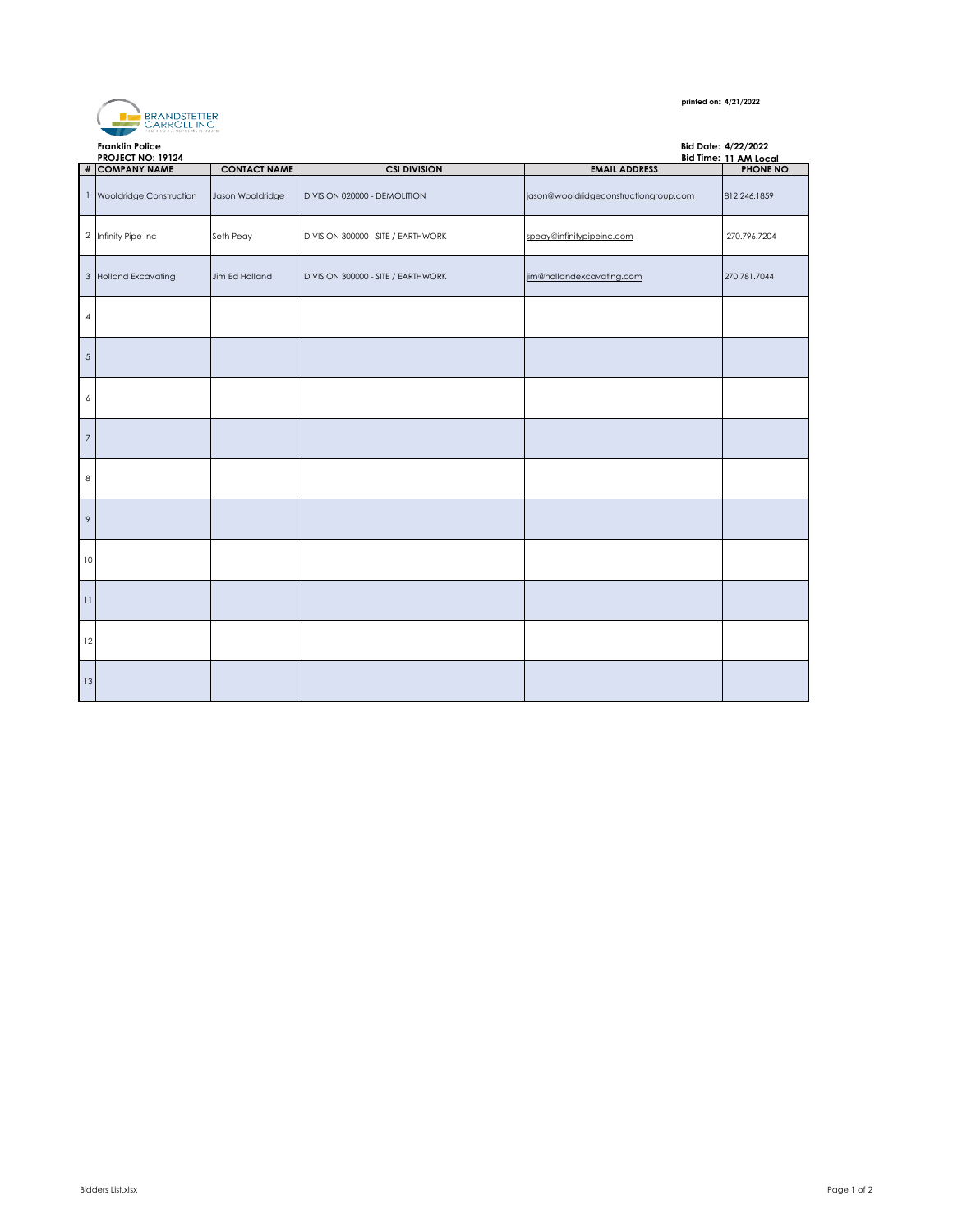printed on: 4/21/2022

BRANDSTETTER CARROLL INC

**Franklin Police**
**PROJECT NO: 19124**

**Bid Date: 4/22/2022**
**Bid Time: 11 AM Local**

| # | COMPANY NAME | CONTACT NAME | CSI DIVISION | EMAIL ADDRESS | PHONE NO. |
|---|---|---|---|---|---|
| 1 | Wooldridge Construction | Jason Wooldridge | DIVISION 020000 - DEMOLITION | jason@wooldridgeconstructiongroup.com | 812.246.1859 |
| 2 | Infinity Pipe Inc | Seth Peay | DIVISION 300000 - SITE / EARTHWORK | speay@infinitypipeinc.com | 270.796.7204 |
| 3 | Holland Excavating | Jim Ed Holland | DIVISION 300000 - SITE / EARTHWORK | jim@hollandexcavating.com | 270.781.7044 |
| 4 | | | | | |
| 5 | | | | | |
| 6 | | | | | |
| 7 | | | | | |
| 8 | | | | | |
| 9 | | | | | |
| 10 | | | | | |
| 11 | | | | | |
| 12 | | | | | |
| 13 | | | | | |

Bidders List.xlsx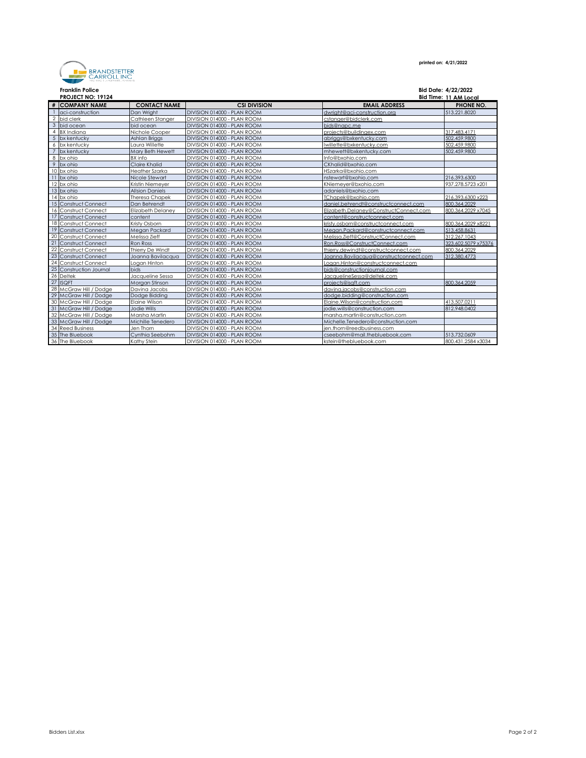printed on: 4/21/2022

BRANDSTETTER CARROLL INC

**Franklin Police**

**PROJECT NO: 19124**

**Bid Date: 4/22/2022**

**Bid Time: 11 AM Local**

| # | COMPANY NAME | CONTACT NAME | CSI DIVISION | EMAIL ADDRESS | PHONE NO. |
|---|---|---|---|---|---|
| 1 | aci-construction | Dan Wright | DIVISION 014000 - PLAN ROOM | dwright@aci-construction.org | 513.221.8020 |
| 2 | bid clerk | Cathleen Stanger | DIVISION 014000 - PLAN ROOM | cstanger@bidclerk.com | |
| 3 | bid ocean | bid ocean | DIVISION 014000 - PLAN ROOM | bids@napc.me | |
| 4 | BX Indiana | Nichole Cooper | DIVISION 014000 - PLAN ROOM | projects@buildingex.com | 317.483.4171 |
| 5 | bx kentucky | Ashlan Briggs | DIVISION 014000 - PLAN ROOM | abriggs@bxkentucky.com | 502.459.9800 |
| 6 | bx kentucky | Laura Willette | DIVISION 014000 - PLAN ROOM | lwillette@bxkentucky.com | 502.459.9800 |
| 7 | bx kentucky | Mary Beth Hewett | DIVISION 014000 - PLAN ROOM | mhewett@bxkentucky.com | 502.459.9800 |
| 8 | bx ohio | BX info | DIVISION 014000 - PLAN ROOM | Info@bxohio.com | |
| 9 | bx ohio | Claire Khalid | DIVISION 014000 - PLAN ROOM | CKhalid@bxohio.com | |
| 10 | bx ohio | Heather Szarka | DIVISION 014000 - PLAN ROOM | HSzarka@bxohio.com | |
| 11 | bx ohio | Nicole Stewart | DIVISION 014000 - PLAN ROOM | nstewart@bxohio.com | 216.393.6300 |
| 12 | bx ohio | Kristin Niemeyer | DIVISION 014000 - PLAN ROOM | KNiemeyer@bxohio.com | 937.278.5723 x201 |
| 13 | bx ohio | Allsion Daniels | DIVISION 014000 - PLAN ROOM | adaniels@bxohio.com | |
| 14 | bx ohio | Theresa Chapek | DIVISION 014000 - PLAN ROOM | TChapek@bxohio.com | 216.393.6300 x223 |
| 15 | Construct Connect | Dan Behrendt | DIVISION 014000 - PLAN ROOM | daniel.behrendt@constructconnect.com | 800.364.2029 |
| 16 | Construct Connect | Elizabeth Delaney | DIVISION 014000 - PLAN ROOM | Elizabeth.Delaney@ConstructConnect.com | 800.364.2029 x7045 |
| 17 | Construct Connect | content | DIVISION 014000 - PLAN ROOM | content@constructconnect.com | |
| 18 | Construct Connect | Kristy Osborn | DIVISION 014000 - PLAN ROOM | kristy.osborn@constructconnect.com | 800.364.2029 x8221 |
| 19 | Construct Connect | Megan Packard | DIVISION 014000 - PLAN ROOM | Megan.Packard@constructconnect.com | 513.458.8631 |
| 20 | Construct Connect | Melissa Zieff | DIVISION 014000 - PLAN ROOM | Melissa.Zieff@ConstructConnect.com | 312.267.1043 |
| 21 | Construct Connect | Ron Ross | DIVISION 014000 - PLAN ROOM | Ron.Ross@ConstructConnect.com | 323.602.5079 x75376 |
| 22 | Construct Connect | Thierry De Windt | DIVISION 014000 - PLAN ROOM | thierry.dewindt@constructconnect.com | 800.364.2029 |
| 23 | Construct Connect | Joanna Bavilacqua | DIVISION 014000 - PLAN ROOM | Joanna.Bavilacqua@constructconnect.com | 312.380.4773 |
| 24 | Construct Connect | Logan Hinton | DIVISION 014000 - PLAN ROOM | Logan.Hinton@constructconnect.com | |
| 25 | Construction Journal | bids | DIVISION 014000 - PLAN ROOM | bids@constructionjournal.com | |
| 26 | Deltek | Jacqueline Sessa | DIVISION 014000 - PLAN ROOM | JacquelineSessa@deltek.com | |
| 27 | ISQFT | Morgan Stinson | DIVISION 014000 - PLAN ROOM | projects@isqft.com | 800.364.2059 |
| 28 | McGraw Hill / Dodge | Davina Jacobs | DIVISION 014000 - PLAN ROOM | davina.jacobs@construction.com | |
| 29 | McGraw Hill / Dodge | Dodge Bidding | DIVISION 014000 - PLAN ROOM | dodge.bidding@construction.com | |
| 30 | McGraw Hill / Dodge | Elaine Wilson | DIVISION 014000 - PLAN ROOM | Elaine.Wilson@construction.com | 413.507.0211 |
| 31 | McGraw Hill / Dodge | Jodie Wills | DIVISION 014000 - PLAN ROOM | jodie.wills@construction.com | 812.948.0402 |
| 32 | McGraw Hill / Dodge | Marsha Martin | DIVISION 014000 - PLAN ROOM | marsha.martin@construction.com | |
| 33 | McGraw Hill / Dodge | Michille Tenedero | DIVISION 014000 - PLAN ROOM | Michelle.Tenedero@construction.com | |
| 34 | Reed Business | Jen Thorn | DIVISION 014000 - PLAN ROOM | jen.thorn@reedbusiness.com | |
| 35 | The Bluebook | Cynthia Seebohm | DIVISION 014000 - PLAN ROOM | cseebohm@mail.thebluebook.com | 513.732.0609 |
| 36 | The Bluebook | Kathy Stein | DIVISION 014000 - PLAN ROOM | kstein@thebluebook.com | 800.431.2584 x3034 |